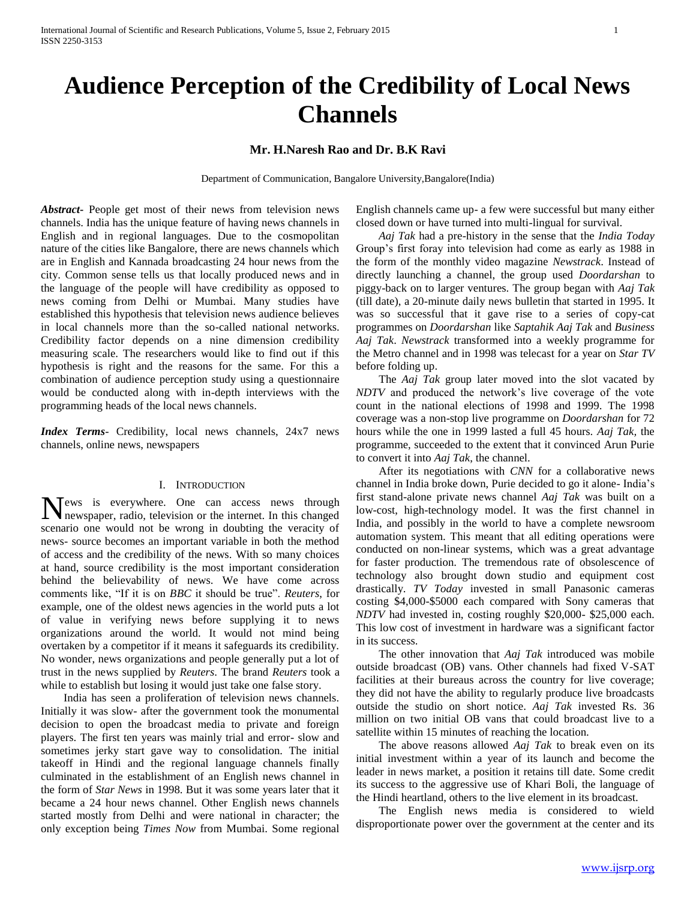# Audience Perception of the Credibility of Local News Channels

**Mr. H.Naresh Rao and Dr. B.K Ravi**

Department of Communication, Bangalore University,Bangalore(India)

***Abstract-*** People get most of their news from television news channels. India has the unique feature of having news channels in English and in regional languages. Due to the cosmopolitan nature of the cities like Bangalore, there are news channels which are in English and Kannada broadcasting 24 hour news from the city. Common sense tells us that locally produced news and in the language of the people will have credibility as opposed to news coming from Delhi or Mumbai. Many studies have established this hypothesis that television news audience believes in local channels more than the so-called national networks. Credibility factor depends on a nine dimension credibility measuring scale. The researchers would like to find out if this hypothesis is right and the reasons for the same. For this a combination of audience perception study using a questionnaire would be conducted along with in-depth interviews with the programming heads of the local news channels.

***Index Terms-*** Credibility, local news channels, 24x7 news channels, online news, newspapers

## I. Introduction

News is everywhere. One can access news through newspaper, radio, television or the internet. In this changed scenario one would not be wrong in doubting the veracity of news- source becomes an important variable in both the method of access and the credibility of the news. With so many choices at hand, source credibility is the most important consideration behind the believability of news. We have come across comments like, "If it is on *BBC* it should be true". *Reuters*, for example, one of the oldest news agencies in the world puts a lot of value in verifying news before supplying it to news organizations around the world. It would not mind being overtaken by a competitor if it means it safeguards its credibility. No wonder, news organizations and people generally put a lot of trust in the news supplied by *Reuters*. The brand *Reuters* took a while to establish but losing it would just take one false story.

India has seen a proliferation of television news channels. Initially it was slow- after the government took the monumental decision to open the broadcast media to private and foreign players. The first ten years was mainly trial and error- slow and sometimes jerky start gave way to consolidation. The initial takeoff in Hindi and the regional language channels finally culminated in the establishment of an English news channel in the form of *Star News* in 1998. But it was some years later that it became a 24 hour news channel. Other English news channels started mostly from Delhi and were national in character; the only exception being *Times Now* from Mumbai. Some regional English channels came up- a few were successful but many either closed down or have turned into multi-lingual for survival.

*Aaj Tak* had a pre-history in the sense that the *India Today* Group's first foray into television had come as early as 1988 in the form of the monthly video magazine *Newstrack*. Instead of directly launching a channel, the group used *Doordarshan* to piggy-back on to larger ventures. The group began with *Aaj Tak* (till date), a 20-minute daily news bulletin that started in 1995. It was so successful that it gave rise to a series of copy-cat programmes on *Doordarshan* like *Saptahik Aaj Tak* and *Business Aaj Tak*. *Newstrack* transformed into a weekly programme for the Metro channel and in 1998 was telecast for a year on *Star TV* before folding up.

The *Aaj Tak* group later moved into the slot vacated by *NDTV* and produced the network's live coverage of the vote count in the national elections of 1998 and 1999. The 1998 coverage was a non-stop live programme on *Doordarshan* for 72 hours while the one in 1999 lasted a full 45 hours. *Aaj Tak,* the programme, succeeded to the extent that it convinced Arun Purie to convert it into *Aaj Tak*, the channel.

After its negotiations with *CNN* for a collaborative news channel in India broke down, Purie decided to go it alone- India's first stand-alone private news channel *Aaj Tak* was built on a low-cost, high-technology model. It was the first channel in India, and possibly in the world to have a complete newsroom automation system. This meant that all editing operations were conducted on non-linear systems, which was a great advantage for faster production. The tremendous rate of obsolescence of technology also brought down studio and equipment cost drastically. *TV Today* invested in small Panasonic cameras costing \$4,000-\$5000 each compared with Sony cameras that *NDTV* had invested in, costing roughly \$20,000- \$25,000 each. This low cost of investment in hardware was a significant factor in its success.

The other innovation that *Aaj Tak* introduced was mobile outside broadcast (OB) vans. Other channels had fixed V-SAT facilities at their bureaus across the country for live coverage; they did not have the ability to regularly produce live broadcasts outside the studio on short notice. *Aaj Tak* invested Rs. 36 million on two initial OB vans that could broadcast live to a satellite within 15 minutes of reaching the location.

The above reasons allowed *Aaj Tak* to break even on its initial investment within a year of its launch and become the leader in news market, a position it retains till date. Some credit its success to the aggressive use of Khari Boli, the language of the Hindi heartland, others to the live element in its broadcast.

The English news media is considered to wield disproportionate power over the government at the center and its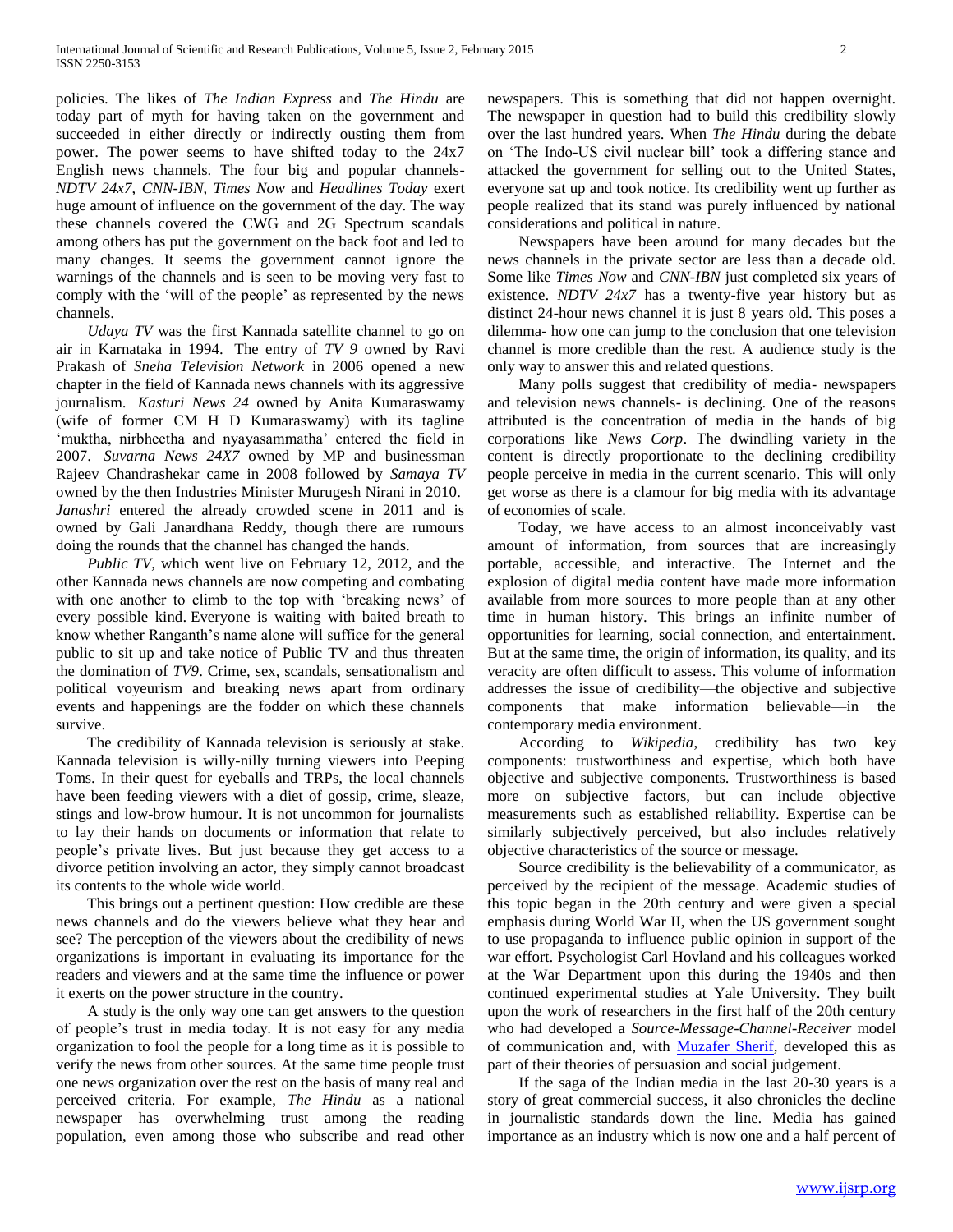policies. The likes of *The Indian Express* and *The Hindu* are today part of myth for having taken on the government and succeeded in either directly or indirectly ousting them from power. The power seems to have shifted today to the 24x7 English news channels. The four big and popular channels- *NDTV 24x7*, *CNN-IBN*, *Times Now* and *Headlines Today* exert huge amount of influence on the government of the day. The way these channels covered the CWG and 2G Spectrum scandals among others has put the government on the back foot and led to many changes. It seems the government cannot ignore the warnings of the channels and is seen to be moving very fast to comply with the 'will of the people' as represented by the news channels.

*Udaya TV* was the first Kannada satellite channel to go on air in Karnataka in 1994. The entry of *TV 9* owned by Ravi Prakash of *Sneha Television Network* in 2006 opened a new chapter in the field of Kannada news channels with its aggressive journalism. *Kasturi News 24* owned by Anita Kumaraswamy (wife of former CM H D Kumaraswamy) with its tagline 'muktha, nirbheetha and nyayasammatha' entered the field in 2007. *Suvarna News 24X7* owned by MP and businessman Rajeev Chandrashekar came in 2008 followed by *Samaya TV* owned by the then Industries Minister Murugesh Nirani in 2010. *Janashri* entered the already crowded scene in 2011 and is owned by Gali Janardhana Reddy, though there are rumours doing the rounds that the channel has changed the hands.

*Public TV*, which went live on February 12, 2012, and the other Kannada news channels are now competing and combating with one another to climb to the top with 'breaking news' of every possible kind. Everyone is waiting with baited breath to know whether Ranganth's name alone will suffice for the general public to sit up and take notice of Public TV and thus threaten the domination of *TV9*. Crime, sex, scandals, sensationalism and political voyeurism and breaking news apart from ordinary events and happenings are the fodder on which these channels survive.

The credibility of Kannada television is seriously at stake. Kannada television is willy-nilly turning viewers into Peeping Toms. In their quest for eyeballs and TRPs, the local channels have been feeding viewers with a diet of gossip, crime, sleaze, stings and low-brow humour. It is not uncommon for journalists to lay their hands on documents or information that relate to people's private lives. But just because they get access to a divorce petition involving an actor, they simply cannot broadcast its contents to the whole wide world.

This brings out a pertinent question: How credible are these news channels and do the viewers believe what they hear and see? The perception of the viewers about the credibility of news organizations is important in evaluating its importance for the readers and viewers and at the same time the influence or power it exerts on the power structure in the country.

A study is the only way one can get answers to the question of people's trust in media today. It is not easy for any media organization to fool the people for a long time as it is possible to verify the news from other sources. At the same time people trust one news organization over the rest on the basis of many real and perceived criteria. For example, *The Hindu* as a national newspaper has overwhelming trust among the reading population, even among those who subscribe and read other newspapers. This is something that did not happen overnight. The newspaper in question had to build this credibility slowly over the last hundred years. When *The Hindu* during the debate on 'The Indo-US civil nuclear bill' took a differing stance and attacked the government for selling out to the United States, everyone sat up and took notice. Its credibility went up further as people realized that its stand was purely influenced by national considerations and political in nature.

Newspapers have been around for many decades but the news channels in the private sector are less than a decade old. Some like *Times Now* and *CNN-IBN* just completed six years of existence. *NDTV 24x7* has a twenty-five year history but as distinct 24-hour news channel it is just 8 years old. This poses a dilemma- how one can jump to the conclusion that one television channel is more credible than the rest. A audience study is the only way to answer this and related questions.

Many polls suggest that credibility of media- newspapers and television news channels- is declining. One of the reasons attributed is the concentration of media in the hands of big corporations like *News Corp*. The dwindling variety in the content is directly proportionate to the declining credibility people perceive in media in the current scenario. This will only get worse as there is a clamour for big media with its advantage of economies of scale.

Today, we have access to an almost inconceivably vast amount of information, from sources that are increasingly portable, accessible, and interactive. The Internet and the explosion of digital media content have made more information available from more sources to more people than at any other time in human history. This brings an infinite number of opportunities for learning, social connection, and entertainment. But at the same time, the origin of information, its quality, and its veracity are often difficult to assess. This volume of information addresses the issue of credibility—the objective and subjective components that make information believable—in the contemporary media environment.

According to *Wikipedia*, credibility has two key components: trustworthiness and expertise, which both have objective and subjective components. Trustworthiness is based more on subjective factors, but can include objective measurements such as established reliability. Expertise can be similarly subjectively perceived, but also includes relatively objective characteristics of the source or message.

Source credibility is the believability of a communicator, as perceived by the recipient of the message. Academic studies of this topic began in the 20th century and were given a special emphasis during World War II, when the US government sought to use propaganda to influence public opinion in support of the war effort. Psychologist Carl Hovland and his colleagues worked at the War Department upon this during the 1940s and then continued experimental studies at Yale University. They built upon the work of researchers in the first half of the 20th century who had developed a *Source-Message-Channel-Receiver* model of communication and, with Muzafer Sherif, developed this as part of their theories of persuasion and social judgement.

If the saga of the Indian media in the last 20-30 years is a story of great commercial success, it also chronicles the decline in journalistic standards down the line. Media has gained importance as an industry which is now one and a half percent of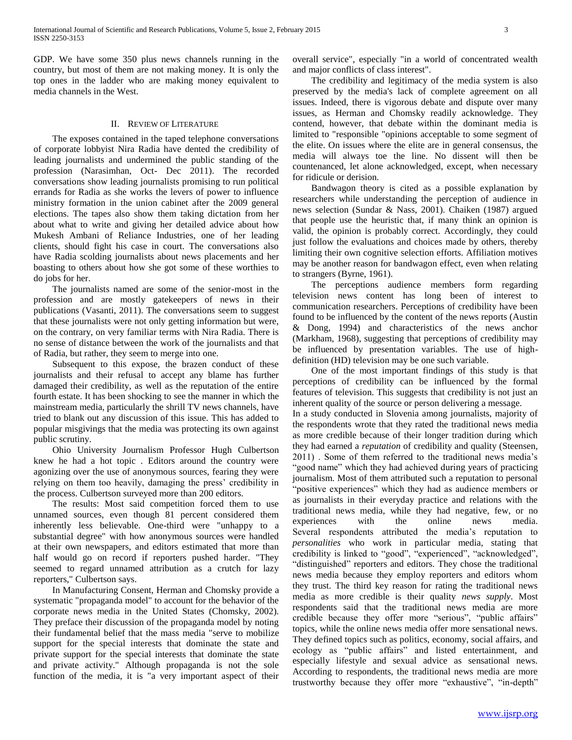GDP. We have some 350 plus news channels running in the country, but most of them are not making money. It is only the top ones in the ladder who are making money equivalent to media channels in the West.

## II. Review of Literature

The exposes contained in the taped telephone conversations of corporate lobbyist Nira Radia have dented the credibility of leading journalists and undermined the public standing of the profession (Narasimhan, Oct- Dec 2011). The recorded conversations show leading journalists promising to run political errands for Radia as she works the levers of power to influence ministry formation in the union cabinet after the 2009 general elections. The tapes also show them taking dictation from her about what to write and giving her detailed advice about how Mukesh Ambani of Reliance Industries, one of her leading clients, should fight his case in court. The conversations also have Radia scolding journalists about news placements and her boasting to others about how she got some of these worthies to do jobs for her.

The journalists named are some of the senior-most in the profession and are mostly gatekeepers of news in their publications (Vasanti, 2011). The conversations seem to suggest that these journalists were not only getting information but were, on the contrary, on very familiar terms with Nira Radia. There is no sense of distance between the work of the journalists and that of Radia, but rather, they seem to merge into one.

Subsequent to this expose, the brazen conduct of these journalists and their refusal to accept any blame has further damaged their credibility, as well as the reputation of the entire fourth estate. It has been shocking to see the manner in which the mainstream media, particularly the shrill TV news channels, have tried to blank out any discussion of this issue. This has added to popular misgivings that the media was protecting its own against public scrutiny.

Ohio University Journalism Professor Hugh Culbertson knew he had a hot topic . Editors around the country were agonizing over the use of anonymous sources, fearing they were relying on them too heavily, damaging the press' credibility in the process. Culbertson surveyed more than 200 editors.

The results: Most said competition forced them to use unnamed sources, even though 81 percent considered them inherently less believable. One-third were "unhappy to a substantial degree" with how anonymous sources were handled at their own newspapers, and editors estimated that more than half would go on record if reporters pushed harder. "They seemed to regard unnamed attribution as a crutch for lazy reporters," Culbertson says.

In Manufacturing Consent, Herman and Chomsky provide a systematic "propaganda model" to account for the behavior of the corporate news media in the United States (Chomsky, 2002). They preface their discussion of the propaganda model by noting their fundamental belief that the mass media "serve to mobilize support for the special interests that dominate the state and private support for the special interests that dominate the state and private activity." Although propaganda is not the sole function of the media, it is "a very important aspect of their overall service", especially "in a world of concentrated wealth and major conflicts of class interest".

The credibility and legitimacy of the media system is also preserved by the media's lack of complete agreement on all issues. Indeed, there is vigorous debate and dispute over many issues, as Herman and Chomsky readily acknowledge. They contend, however, that debate within the dominant media is limited to "responsible "opinions acceptable to some segment of the elite. On issues where the elite are in general consensus, the media will always toe the line. No dissent will then be countenanced, let alone acknowledged, except, when necessary for ridicule or derision.

Bandwagon theory is cited as a possible explanation by researchers while understanding the perception of audience in news selection (Sundar & Nass, 2001). Chaiken (1987) argued that people use the heuristic that, if many think an opinion is valid, the opinion is probably correct. Accordingly, they could just follow the evaluations and choices made by others, thereby limiting their own cognitive selection efforts. Affiliation motives may be another reason for bandwagon effect, even when relating to strangers (Byrne, 1961).

The perceptions audience members form regarding television news content has long been of interest to communication researchers. Perceptions of credibility have been found to be influenced by the content of the news reports (Austin & Dong, 1994) and characteristics of the news anchor (Markham, 1968), suggesting that perceptions of credibility may be influenced by presentation variables. The use of high-definition (HD) television may be one such variable.

One of the most important findings of this study is that perceptions of credibility can be influenced by the formal features of television. This suggests that credibility is not just an inherent quality of the source or person delivering a message.

In a study conducted in Slovenia among journalists, majority of the respondents wrote that they rated the traditional news media as more credible because of their longer tradition during which they had earned a *reputation* of credibility and quality (Steensen, 2011) . Some of them referred to the traditional news media's "good name" which they had achieved during years of practicing journalism. Most of them attributed such a reputation to personal "positive experiences" which they had as audience members or as journalists in their everyday practice and relations with the traditional news media, while they had negative, few, or no experiences with the online news media. Several respondents attributed the media's reputation to *personalities* who work in particular media, stating that credibility is linked to "good", "experienced", "acknowledged", "distinguished" reporters and editors. They chose the traditional news media because they employ reporters and editors whom they trust. The third key reason for rating the traditional news media as more credible is their quality *news supply*. Most respondents said that the traditional news media are more credible because they offer more "serious", "public affairs" topics, while the online news media offer more sensational news. They defined topics such as politics, economy, social affairs, and ecology as "public affairs" and listed entertainment, and especially lifestyle and sexual advice as sensational news. According to respondents, the traditional news media are more trustworthy because they offer more "exhaustive", "in-depth"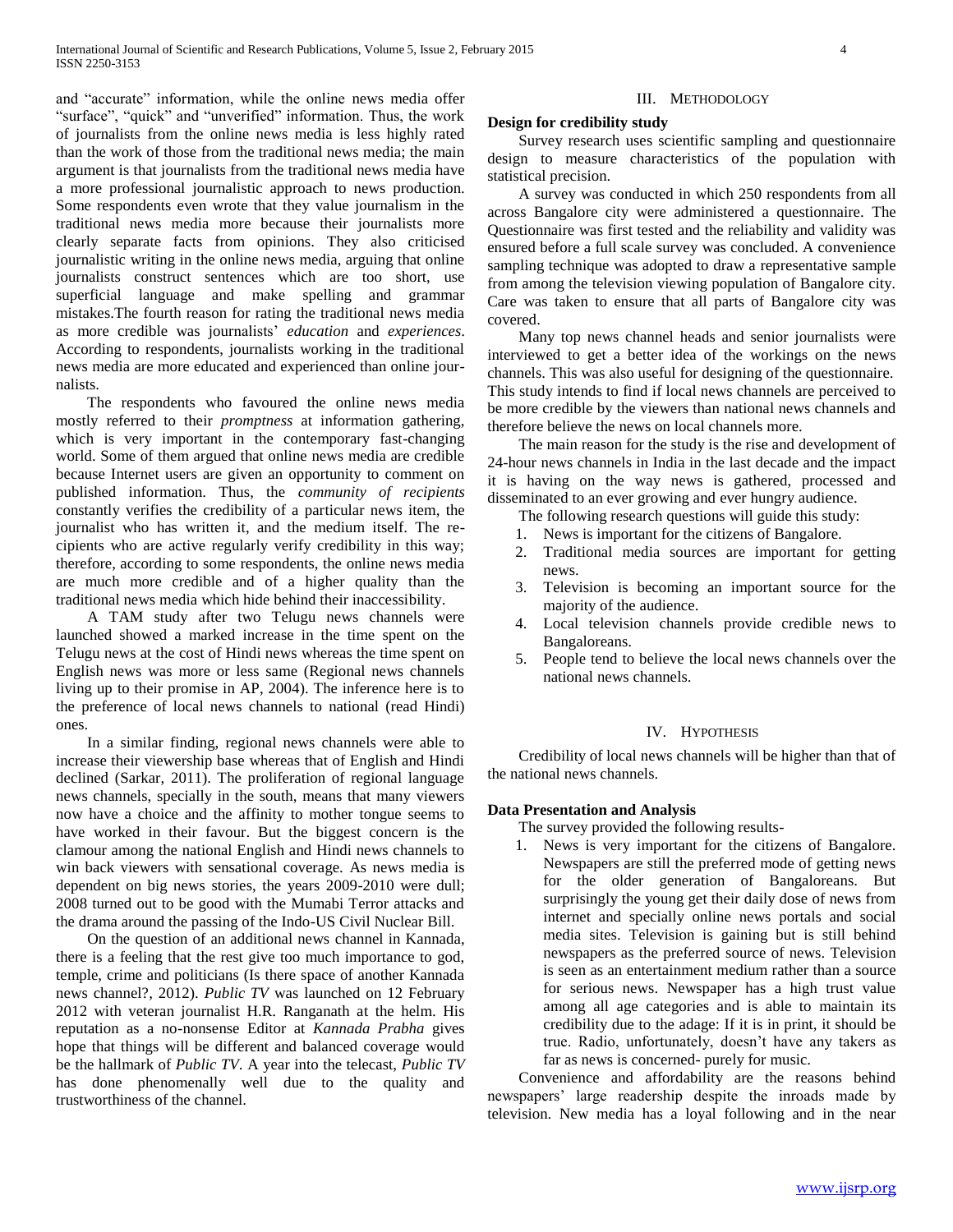and "accurate" information, while the online news media offer "surface", "quick" and "unverified" information. Thus, the work of journalists from the online news media is less highly rated than the work of those from the traditional news media; the main argument is that journalists from the traditional news media have a more professional journalistic approach to news production. Some respondents even wrote that they value journalism in the traditional news media more because their journalists more clearly separate facts from opinions. They also criticised journalistic writing in the online news media, arguing that online journalists construct sentences which are too short, use superficial language and make spelling and grammar mistakes.The fourth reason for rating the traditional news media as more credible was journalists' *education* and *experiences*. According to respondents, journalists working in the traditional news media are more educated and experienced than online journalists.

The respondents who favoured the online news media mostly referred to their *promptness* at information gathering, which is very important in the contemporary fast-changing world. Some of them argued that online news media are credible because Internet users are given an opportunity to comment on published information. Thus, the *community of recipients* constantly verifies the credibility of a particular news item, the journalist who has written it, and the medium itself. The recipients who are active regularly verify credibility in this way; therefore, according to some respondents, the online news media are much more credible and of a higher quality than the traditional news media which hide behind their inaccessibility.

A TAM study after two Telugu news channels were launched showed a marked increase in the time spent on the Telugu news at the cost of Hindi news whereas the time spent on English news was more or less same (Regional news channels living up to their promise in AP, 2004). The inference here is to the preference of local news channels to national (read Hindi) ones.

In a similar finding, regional news channels were able to increase their viewership base whereas that of English and Hindi declined (Sarkar, 2011). The proliferation of regional language news channels, specially in the south, means that many viewers now have a choice and the affinity to mother tongue seems to have worked in their favour. But the biggest concern is the clamour among the national English and Hindi news channels to win back viewers with sensational coverage. As news media is dependent on big news stories, the years 2009-2010 were dull; 2008 turned out to be good with the Mumabi Terror attacks and the drama around the passing of the Indo-US Civil Nuclear Bill.

On the question of an additional news channel in Kannada, there is a feeling that the rest give too much importance to god, temple, crime and politicians (Is there space of another Kannada news channel?, 2012). *Public TV* was launched on 12 February 2012 with veteran journalist H.R. Ranganath at the helm. His reputation as a no-nonsense Editor at *Kannada Prabha* gives hope that things will be different and balanced coverage would be the hallmark of *Public TV*. A year into the telecast, *Public TV* has done phenomenally well due to the quality and trustworthiness of the channel.

## III. Methodology

### Design for credibility study

Survey research uses scientific sampling and questionnaire design to measure characteristics of the population with statistical precision.

A survey was conducted in which 250 respondents from all across Bangalore city were administered a questionnaire. The Questionnaire was first tested and the reliability and validity was ensured before a full scale survey was concluded. A convenience sampling technique was adopted to draw a representative sample from among the television viewing population of Bangalore city. Care was taken to ensure that all parts of Bangalore city was covered.

Many top news channel heads and senior journalists were interviewed to get a better idea of the workings on the news channels. This was also useful for designing of the questionnaire. This study intends to find if local news channels are perceived to be more credible by the viewers than national news channels and therefore believe the news on local channels more.

The main reason for the study is the rise and development of 24-hour news channels in India in the last decade and the impact it is having on the way news is gathered, processed and disseminated to an ever growing and ever hungry audience.

The following research questions will guide this study:

1. News is important for the citizens of Bangalore.
2. Traditional media sources are important for getting news.
3. Television is becoming an important source for the majority of the audience.
4. Local television channels provide credible news to Bangaloreans.
5. People tend to believe the local news channels over the national news channels.

## IV. Hypothesis

Credibility of local news channels will be higher than that of the national news channels.

### Data Presentation and Analysis

The survey provided the following results-

1. News is very important for the citizens of Bangalore. Newspapers are still the preferred mode of getting news for the older generation of Bangaloreans. But surprisingly the young get their daily dose of news from internet and specially online news portals and social media sites. Television is gaining but is still behind newspapers as the preferred source of news. Television is seen as an entertainment medium rather than a source for serious news. Newspaper has a high trust value among all age categories and is able to maintain its credibility due to the adage: If it is in print, it should be true. Radio, unfortunately, doesn't have any takers as far as news is concerned- purely for music.

Convenience and affordability are the reasons behind newspapers' large readership despite the inroads made by television. New media has a loyal following and in the near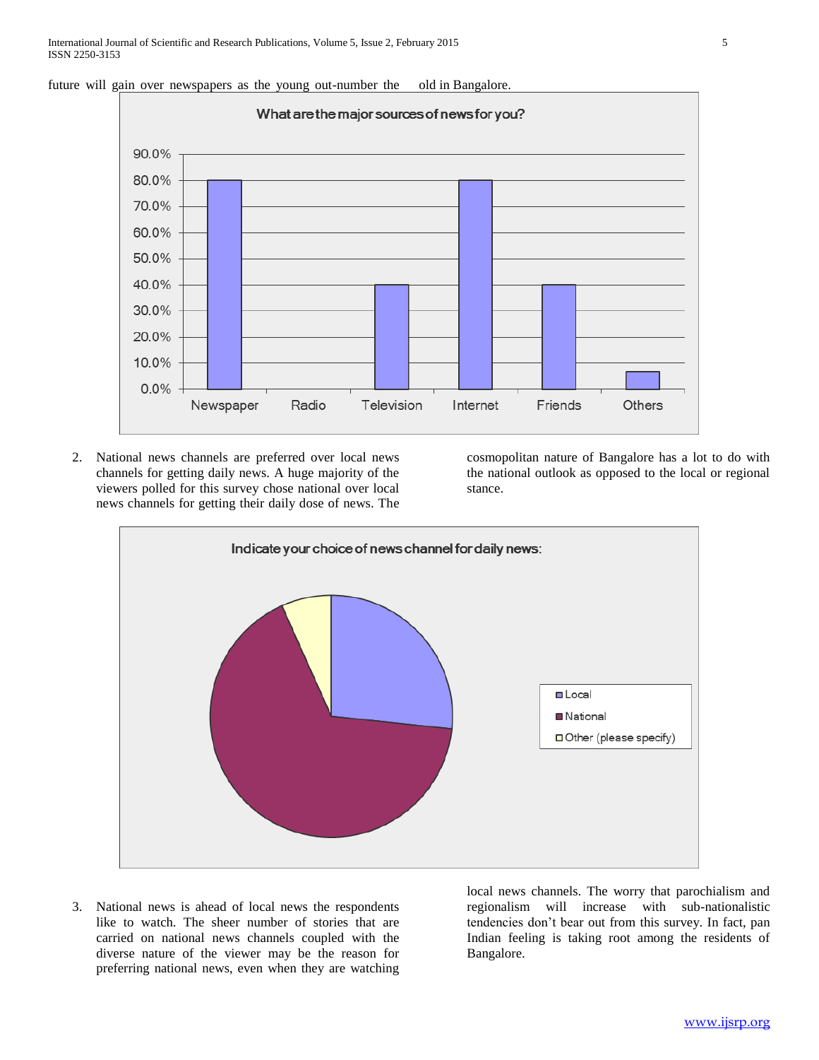future will gain over newspapers as the young out-number the old in Bangalore.

What are the major sources of news for you?

| Source | Percentage |
|---|---|
| Newspaper | 80.0% |
| Radio | 0.0% |
| Television | 40.0% |
| Internet | 80.0% |
| Friends | 40.0% |
| Others | ~6.7% |

2. National news channels are preferred over local news channels for getting daily news. A huge majority of the viewers polled for this survey chose national over local news channels for getting their daily dose of news. The cosmopolitan nature of Bangalore has a lot to do with the national outlook as opposed to the local or regional stance.

Indicate your choice of news channel for daily news:

- Local
- National
- Other (please specify)

3. National news is ahead of local news the respondents like to watch. The sheer number of stories that are carried on national news channels coupled with the diverse nature of the viewer may be the reason for preferring national news, even when they are watching local news channels. The worry that parochialism and regionalism will increase with sub-nationalistic tendencies don't bear out from this survey. In fact, pan Indian feeling is taking root among the residents of Bangalore.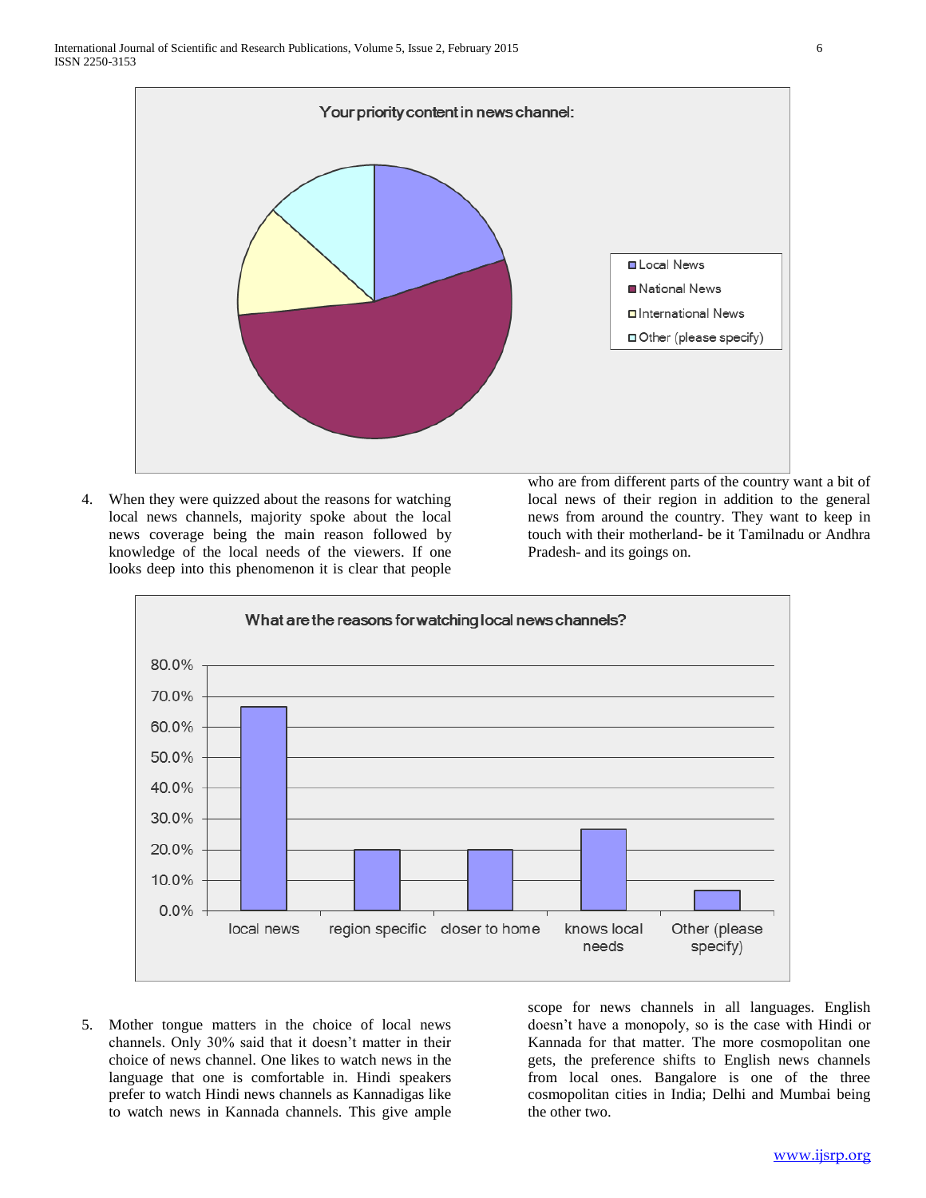**Your priority content in news channel:**

- Local News
- National News
- International News
- Other (please specify)

4. When they were quizzed about the reasons for watching local news channels, majority spoke about the local news coverage being the main reason followed by knowledge of the local needs of the viewers. If one looks deep into this phenomenon it is clear that people who are from different parts of the country want a bit of local news of their region in addition to the general news from around the country. They want to keep in touch with their motherland- be it Tamilnadu or Andhra Pradesh- and its goings on.

**What are the reasons for watching local news channels?**

| Reason | Percentage |
| --- | --- |
| local news | ~66.7% |
| region specific | ~20.0% |
| closer to home | ~20.0% |
| knows local needs | ~26.7% |
| Other (please specify) | ~6.7% |

5. Mother tongue matters in the choice of local news channels. Only 30% said that it doesn't matter in their choice of news channel. One likes to watch news in the language that one is comfortable in. Hindi speakers prefer to watch Hindi news channels as Kannadigas like to watch news in Kannada channels. This give ample scope for news channels in all languages. English doesn't have a monopoly, so is the case with Hindi or Kannada for that matter. The more cosmopolitan one gets, the preference shifts to English news channels from local ones. Bangalore is one of the three cosmopolitan cities in India; Delhi and Mumbai being the other two.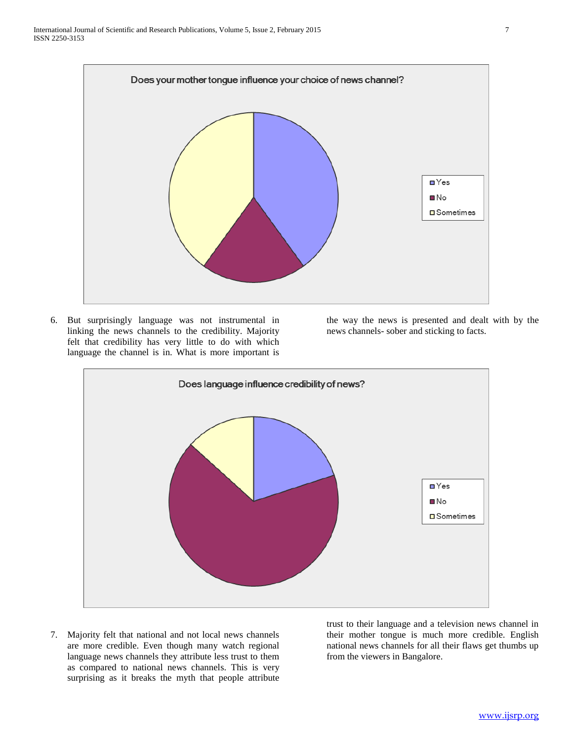Does your mother tongue influence your choice of news channel?

- Yes
- No
- Sometimes

6. But surprisingly language was not instrumental in linking the news channels to the credibility. Majority felt that credibility has very little to do with which language the channel is in. What is more important is the way the news is presented and dealt with by the news channels- sober and sticking to facts.

Does language influence credibility of news?

- Yes
- No
- Sometimes

7. Majority felt that national and not local news channels are more credible. Even though many watch regional language news channels they attribute less trust to them as compared to national news channels. This is very surprising as it breaks the myth that people attribute trust to their language and a television news channel in their mother tongue is much more credible. English national news channels for all their flaws get thumbs up from the viewers in Bangalore.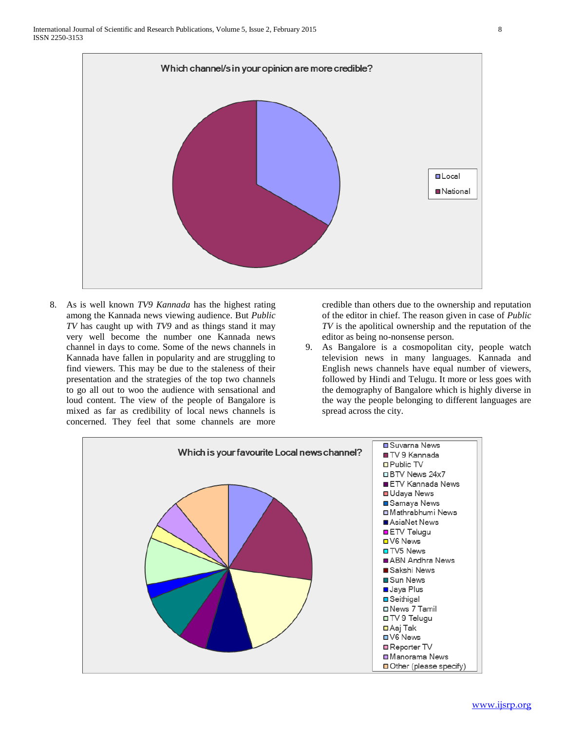Which channel/s in your opinion are more credible?

Local

National

8. As is well known *TV9 Kannada* has the highest rating among the Kannada news viewing audience. But *Public TV* has caught up with *TV9* and as things stand it may very well become the number one Kannada news channel in days to come. Some of the news channels in Kannada have fallen in popularity and are struggling to find viewers. This may be due to the staleness of their presentation and the strategies of the top two channels to go all out to woo the audience with sensational and loud content. The view of the people of Bangalore is mixed as far as credibility of local news channels is concerned. They feel that some channels are more credible than others due to the ownership and reputation of the editor in chief. The reason given in case of *Public TV* is the apolitical ownership and the reputation of the editor as being no-nonsense person.
9. As Bangalore is a cosmopolitan city, people watch television news in many languages. Kannada and English news channels have equal number of viewers, followed by Hindi and Telugu. It more or less goes with the demography of Bangalore which is highly diverse in the way the people belonging to different languages are spread across the city.

Which is your favourite Local news channel?

Suvarna News
TV 9 Kannada
Public TV
BTV News 24x7
ETV Kannada News
Udaya News
Samaya News
Mathrabhumi News
AsiaNet News
ETV Telugu
V6 News
TV5 News
ABN Andhra News
Sakshi News
Sun News
Jaya Plus
Seithigal
News 7 Tamil
TV 9 Telugu
Aaj Tak
V6 News
Reporter TV
Manorama News
Other (please specify)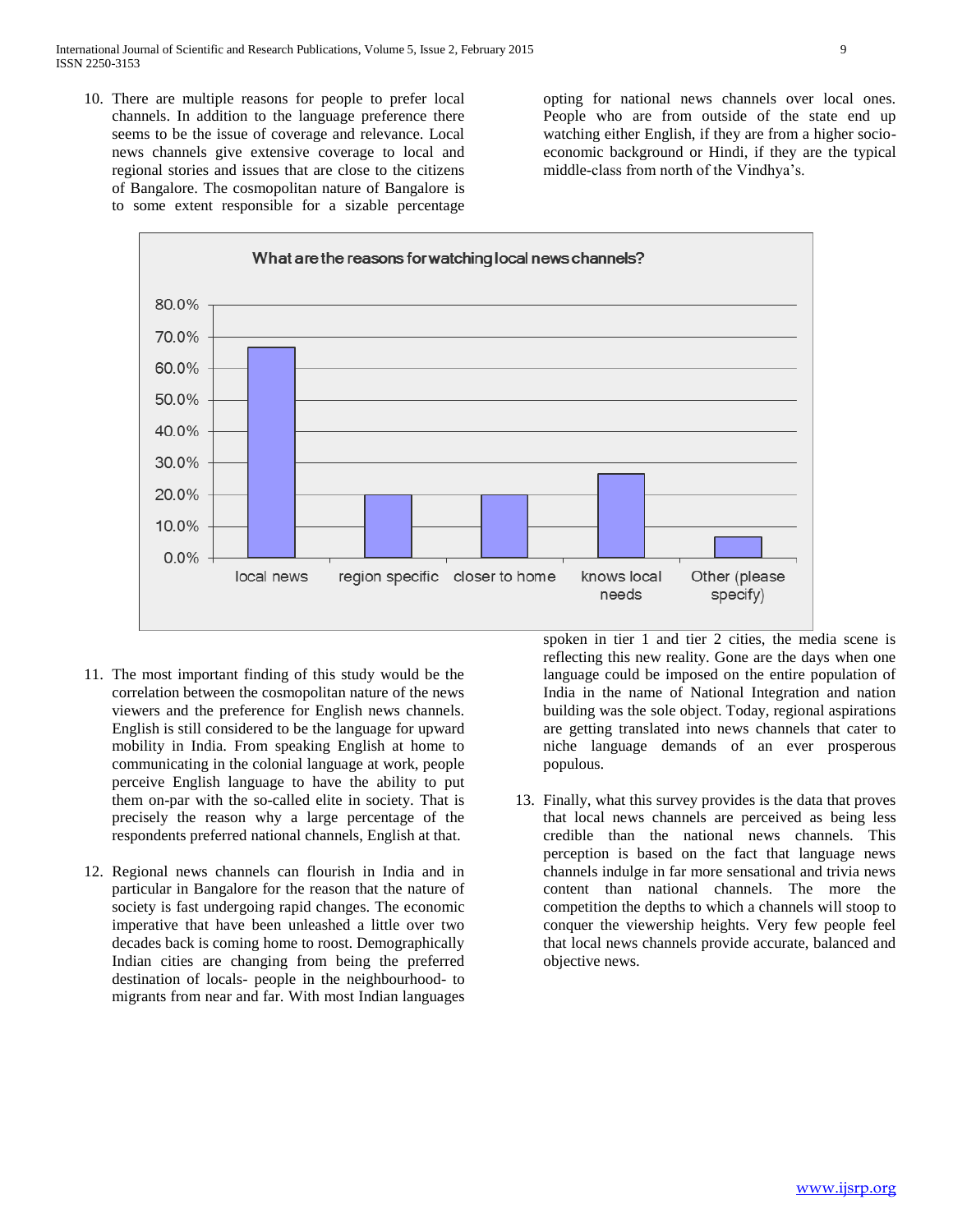10. There are multiple reasons for people to prefer local channels. In addition to the language preference there seems to be the issue of coverage and relevance. Local news channels give extensive coverage to local and regional stories and issues that are close to the citizens of Bangalore. The cosmopolitan nature of Bangalore is to some extent responsible for a sizable percentage opting for national news channels over local ones. People who are from outside of the state end up watching either English, if they are from a higher socio-economic background or Hindi, if they are the typical middle-class from north of the Vindhya's.

**What are the reasons for watching local news channels?**

| Reason | Percentage |
|---|---|
| local news | ~66.7% |
| region specific | ~20.0% |
| closer to home | ~20.0% |
| knows local needs | ~26.7% |
| Other (please specify) | ~6.7% |

11. The most important finding of this study would be the correlation between the cosmopolitan nature of the news viewers and the preference for English news channels. English is still considered to be the language for upward mobility in India. From speaking English at home to communicating in the colonial language at work, people perceive English language to have the ability to put them on-par with the so-called elite in society. That is precisely the reason why a large percentage of the respondents preferred national channels, English at that.

12. Regional news channels can flourish in India and in particular in Bangalore for the reason that the nature of society is fast undergoing rapid changes. The economic imperative that have been unleashed a little over two decades back is coming home to roost. Demographically Indian cities are changing from being the preferred destination of locals- people in the neighbourhood- to migrants from near and far. With most Indian languages spoken in tier 1 and tier 2 cities, the media scene is reflecting this new reality. Gone are the days when one language could be imposed on the entire population of India in the name of National Integration and nation building was the sole object. Today, regional aspirations are getting translated into news channels that cater to niche language demands of an ever prosperous populous.

13. Finally, what this survey provides is the data that proves that local news channels are perceived as being less credible than the national news channels. This perception is based on the fact that language news channels indulge in far more sensational and trivia news content than national channels. The more the competition the depths to which a channels will stoop to conquer the viewership heights. Very few people feel that local news channels provide accurate, balanced and objective news.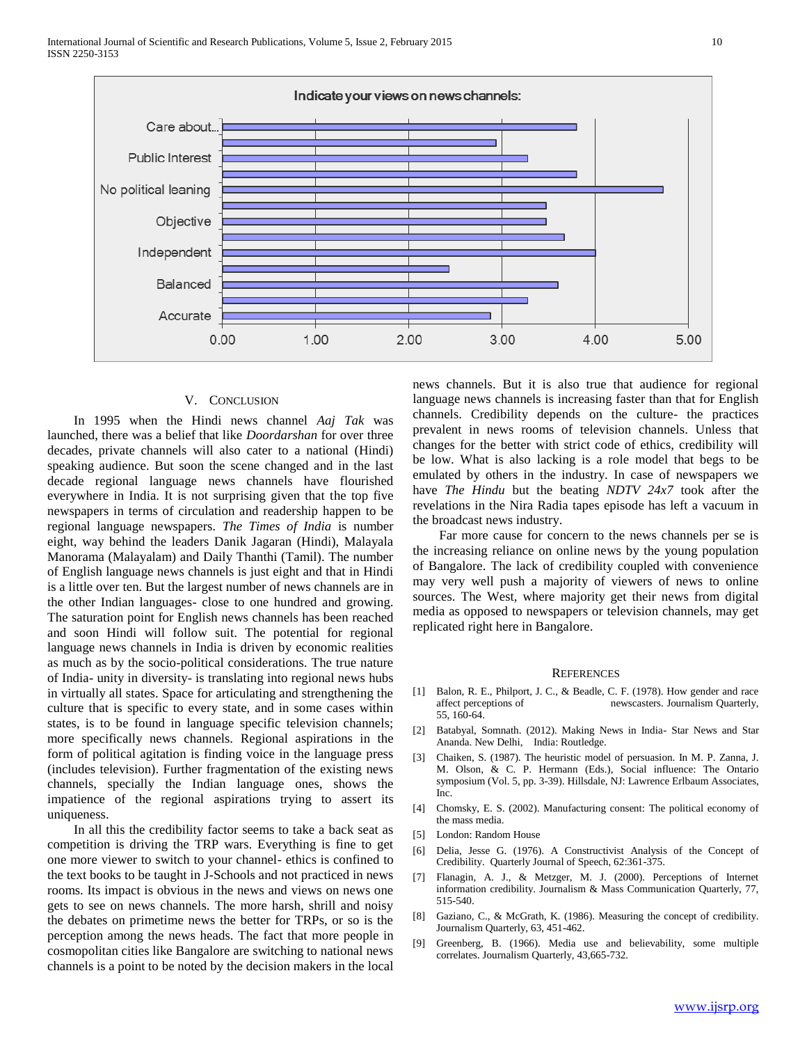Indicate your views on news channels:

| Category | Value 1 | Value 2 |
|---|---|---|
| Care about... | 3.80 | 2.93 |
| Public Interest | 3.27 | 3.80 |
| No political leaning | 4.73 | 3.47 |
| Objective | 3.47 | 3.67 |
| Independent | 4.00 | 2.43 |
| Balanced | 3.60 | 3.27 |
| Accurate | 2.87 | |

## V. Conclusion

In 1995 when the Hindi news channel *Aaj Tak* was launched, there was a belief that like *Doordarshan* for over three decades, private channels will also cater to a national (Hindi) speaking audience. But soon the scene changed and in the last decade regional language news channels have flourished everywhere in India. It is not surprising given that the top five newspapers in terms of circulation and readership happen to be regional language newspapers. *The Times of India* is number eight, way behind the leaders Danik Jagaran (Hindi), Malayala Manorama (Malayalam) and Daily Thanthi (Tamil). The number of English language news channels is just eight and that in Hindi is a little over ten. But the largest number of news channels are in the other Indian languages- close to one hundred and growing. The saturation point for English news channels has been reached and soon Hindi will follow suit. The potential for regional language news channels in India is driven by economic realities as much as by the socio-political considerations. The true nature of India- unity in diversity- is translating into regional news hubs in virtually all states. Space for articulating and strengthening the culture that is specific to every state, and in some cases within states, is to be found in language specific television channels; more specifically news channels. Regional aspirations in the form of political agitation is finding voice in the language press (includes television). Further fragmentation of the existing news channels, specially the Indian language ones, shows the impatience of the regional aspirations trying to assert its uniqueness.

In all this the credibility factor seems to take a back seat as competition is driving the TRP wars. Everything is fine to get one more viewer to switch to your channel- ethics is confined to the text books to be taught in J-Schools and not practiced in news rooms. Its impact is obvious in the news and views on news one gets to see on news channels. The more harsh, shrill and noisy the debates on primetime news the better for TRPs, or so is the perception among the news heads. The fact that more people in cosmopolitan cities like Bangalore are switching to national news channels is a point to be noted by the decision makers in the local news channels. But it is also true that audience for regional language news channels is increasing faster than that for English channels. Credibility depends on the culture- the practices prevalent in news rooms of television channels. Unless that changes for the better with strict code of ethics, credibility will be low. What is also lacking is a role model that begs to be emulated by others in the industry. In case of newspapers we have *The Hindu* but the beating *NDTV 24x7* took after the revelations in the Nira Radia tapes episode has left a vacuum in the broadcast news industry.

Far more cause for concern to the news channels per se is the increasing reliance on online news by the young population of Bangalore. The lack of credibility coupled with convenience may very well push a majority of viewers of news to online sources. The West, where majority get their news from digital media as opposed to newspapers or television channels, may get replicated right here in Bangalore.

## References

[1] Balon, R. E., Philport, J. C., & Beadle, C. F. (1978). How gender and race affect perceptions of newscasters. Journalism Quarterly, 55, 160-64.

[2] Batabyal, Somnath. (2012). Making News in India- Star News and Star Ananda. New Delhi, India: Routledge.

[3] Chaiken, S. (1987). The heuristic model of persuasion. In M. P. Zanna, J. M. Olson, & C. P. Hermann (Eds.), Social influence: The Ontario symposium (Vol. 5, pp. 3-39). Hillsdale, NJ: Lawrence Erlbaum Associates, Inc.

[4] Chomsky, E. S. (2002). Manufacturing consent: The political economy of the mass media.

[5] London: Random House

[6] Delia, Jesse G. (1976). A Constructivist Analysis of the Concept of Credibility. Quarterly Journal of Speech, 62:361-375.

[7] Flanagin, A. J., & Metzger, M. J. (2000). Perceptions of Internet information credibility. Journalism & Mass Communication Quarterly, 77, 515-540.

[8] Gaziano, C., & McGrath, K. (1986). Measuring the concept of credibility. Journalism Quarterly, 63, 451-462.

[9] Greenberg, B. (1966). Media use and believability, some multiple correlates. Journalism Quarterly, 43,665-732.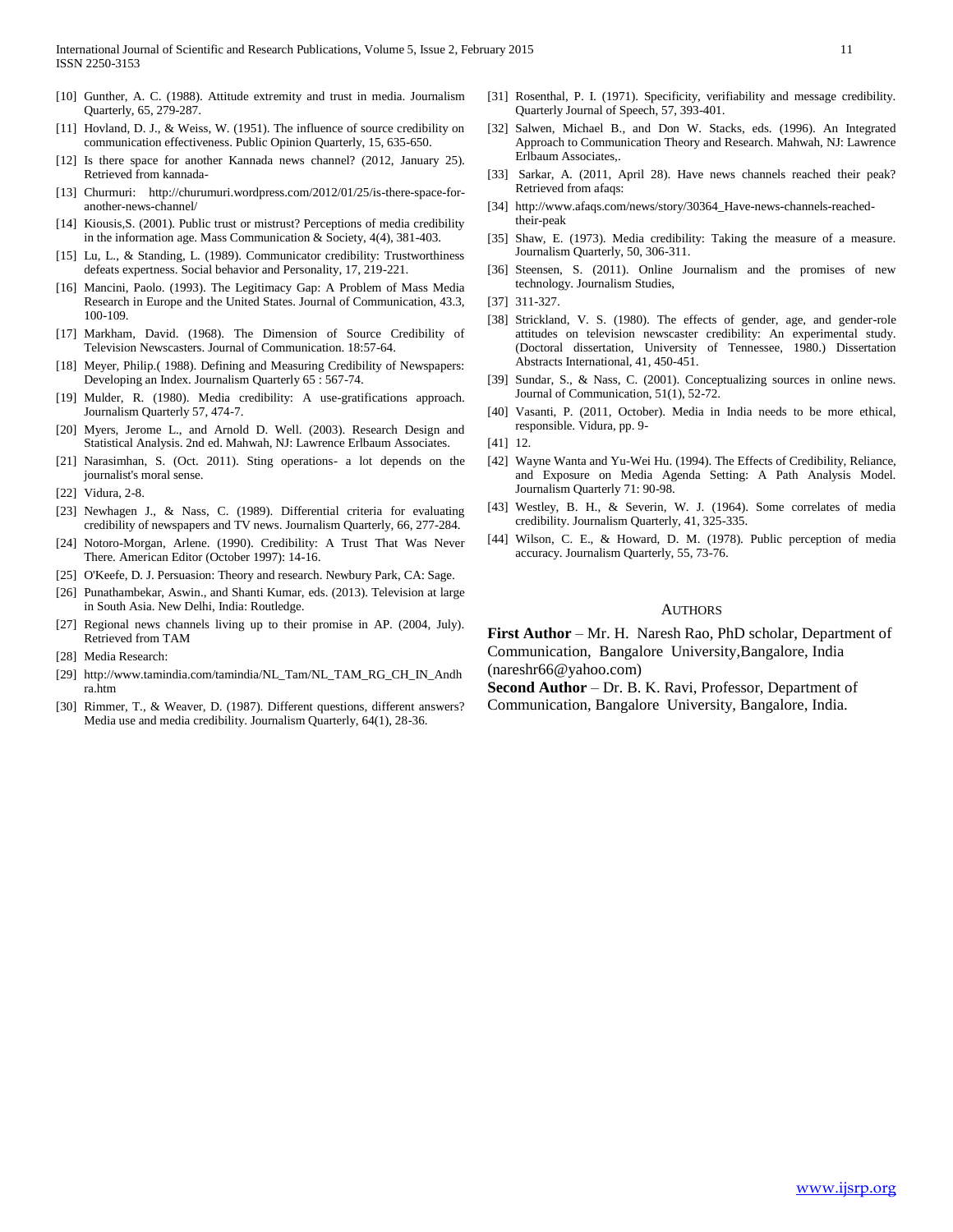[10] Gunther, A. C. (1988). Attitude extremity and trust in media. Journalism Quarterly, 65, 279-287.

[11] Hovland, D. J., & Weiss, W. (1951). The influence of source credibility on communication effectiveness. Public Opinion Quarterly, 15, 635-650.

[12] Is there space for another Kannada news channel? (2012, January 25). Retrieved from kannada-

[13] Churmuri: http://churumuri.wordpress.com/2012/01/25/is-there-space-for-another-news-channel/

[14] Kiousis,S. (2001). Public trust or mistrust? Perceptions of media credibility in the information age. Mass Communication & Society, 4(4), 381-403.

[15] Lu, L., & Standing, L. (1989). Communicator credibility: Trustworthiness defeats expertness. Social behavior and Personality, 17, 219-221.

[16] Mancini, Paolo. (1993). The Legitimacy Gap: A Problem of Mass Media Research in Europe and the United States. Journal of Communication, 43.3, 100-109.

[17] Markham, David. (1968). The Dimension of Source Credibility of Television Newscasters. Journal of Communication. 18:57-64.

[18] Meyer, Philip.( 1988). Defining and Measuring Credibility of Newspapers: Developing an Index. Journalism Quarterly 65 : 567-74.

[19] Mulder, R. (1980). Media credibility: A use-gratifications approach. Journalism Quarterly 57, 474-7.

[20] Myers, Jerome L., and Arnold D. Well. (2003). Research Design and Statistical Analysis. 2nd ed. Mahwah, NJ: Lawrence Erlbaum Associates.

[21] Narasimhan, S. (Oct. 2011). Sting operations- a lot depends on the journalist's moral sense.

[22] Vidura, 2-8.

[23] Newhagen J., & Nass, C. (1989). Differential criteria for evaluating credibility of newspapers and TV news. Journalism Quarterly, 66, 277-284.

[24] Notoro-Morgan, Arlene. (1990). Credibility: A Trust That Was Never There. American Editor (October 1997): 14-16.

[25] O'Keefe, D. J. Persuasion: Theory and research. Newbury Park, CA: Sage.

[26] Punathambekar, Aswin., and Shanti Kumar, eds. (2013). Television at large in South Asia. New Delhi, India: Routledge.

[27] Regional news channels living up to their promise in AP. (2004, July). Retrieved from TAM

[28] Media Research:

[29] http://www.tamindia.com/tamindia/NL_Tam/NL_TAM_RG_CH_IN_Andhra.htm

[30] Rimmer, T., & Weaver, D. (1987). Different questions, different answers? Media use and media credibility. Journalism Quarterly, 64(1), 28-36.

[31] Rosenthal, P. I. (1971). Specificity, verifiability and message credibility. Quarterly Journal of Speech, 57, 393-401.

[32] Salwen, Michael B., and Don W. Stacks, eds. (1996). An Integrated Approach to Communication Theory and Research. Mahwah, NJ: Lawrence Erlbaum Associates,.

[33] Sarkar, A. (2011, April 28). Have news channels reached their peak? Retrieved from afaqs:

[34] http://www.afaqs.com/news/story/30364_Have-news-channels-reached-their-peak

[35] Shaw, E. (1973). Media credibility: Taking the measure of a measure. Journalism Quarterly, 50, 306-311.

[36] Steensen, S. (2011). Online Journalism and the promises of new technology. Journalism Studies,

[37] 311-327.

[38] Strickland, V. S. (1980). The effects of gender, age, and gender-role attitudes on television newscaster credibility: An experimental study. (Doctoral dissertation, University of Tennessee, 1980.) Dissertation Abstracts International, 41, 450-451.

[39] Sundar, S., & Nass, C. (2001). Conceptualizing sources in online news. Journal of Communication, 51(1), 52-72.

[40] Vasanti, P. (2011, October). Media in India needs to be more ethical, responsible. Vidura, pp. 9-

[41] 12.

[42] Wayne Wanta and Yu-Wei Hu. (1994). The Effects of Credibility, Reliance, and Exposure on Media Agenda Setting: A Path Analysis Model. Journalism Quarterly 71: 90-98.

[43] Westley, B. H., & Severin, W. J. (1964). Some correlates of media credibility. Journalism Quarterly, 41, 325-335.

[44] Wilson, C. E., & Howard, D. M. (1978). Public perception of media accuracy. Journalism Quarterly, 55, 73-76.

## Authors

**First Author** – Mr. H. Naresh Rao, PhD scholar, Department of Communication, Bangalore University,Bangalore, India (nareshr66@yahoo.com)

**Second Author** – Dr. B. K. Ravi, Professor, Department of Communication, Bangalore University, Bangalore, India.